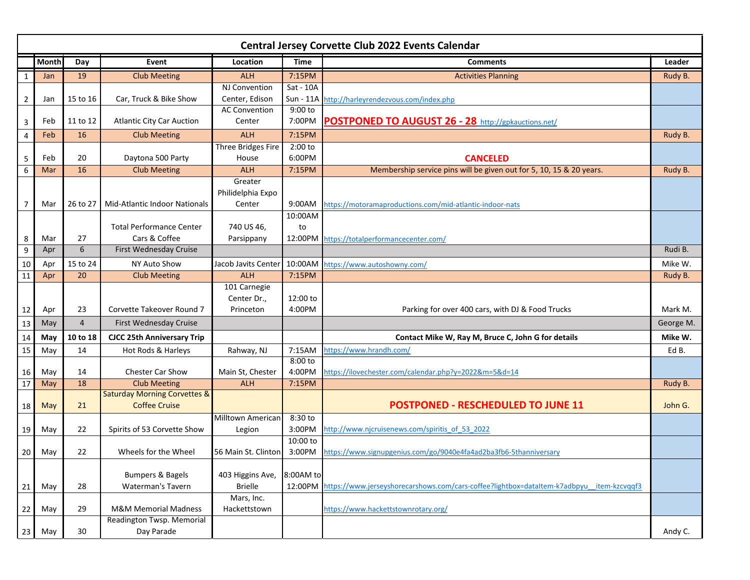# Central Jersey Corvette Club 2022 Events Calendar

| | Month | Day | Event | Location | Time | Comments | Leader |
|---|---|---|---|---|---|---|---|
| 1 | Jan | 19 | Club Meeting | ALH | 7:15PM | Activities Planning | Rudy B. |
| 2 | Jan | 15 to 16 | Car, Truck & Bike Show | NJ Convention Center, Edison | Sat - 10A Sun - 11A | http://harleyrendezvous.com/index.php | |
| 3 | Feb | 11 to 12 | Atlantic City Car Auction | AC Convention Center | 9:00 to 7:00PM | **POSTPONED TO AUGUST 26 - 28** http://gpkauctions.net/ | |
| 4 | Feb | 16 | Club Meeting | ALH | 7:15PM | | Rudy B. |
| 5 | Feb | 20 | Daytona 500 Party | Three Bridges Fire House | 2:00 to 6:00PM | **CANCELED** | |
| 6 | Mar | 16 | Club Meeting | ALH | 7:15PM | Membership service pins will be given out for 5, 10, 15 & 20 years. | Rudy B. |
| 7 | Mar | 26 to 27 | Mid-Atlantic Indoor Nationals | Greater Philidelphia Expo Center | 9:00AM | https://motoramaproductions.com/mid-atlantic-indoor-nats | |
| 8 | Mar | 27 | Total Performance Center Cars & Coffee | 740 US 46, Parsippany | 10:00AM to 12:00PM | https://totalperformancecenter.com/ | |
| 9 | Apr | 6 | First Wednesday Cruise | | | | Rudi B. |
| 10 | Apr | 15 to 24 | NY Auto Show | Jacob Javits Center | 10:00AM | https://www.autoshowny.com/ | Mike W. |
| 11 | Apr | 20 | Club Meeting | ALH | 7:15PM | | Rudy B. |
| 12 | Apr | 23 | Corvette Takeover Round 7 | 101 Carnegie Center Dr., Princeton | 12:00 to 4:00PM | Parking for over 400 cars, with DJ & Food Trucks | Mark M. |
| 13 | May | 4 | First Wednesday Cruise | | | | George M. |
| 14 | **May** | **10 to 18** | **CJCC 25th Anniversary Trip** | | | **Contact Mike W, Ray M, Bruce C, John G for details** | **Mike W.** |
| 15 | May | 14 | Hot Rods & Harleys | Rahway, NJ | 7:15AM | https://www.hrandh.com/ | Ed B. |
| 16 | May | 14 | Chester Car Show | Main St, Chester | 8:00 to 4:00PM | https://ilovechester.com/calendar.php?y=2022&m=5&d=14 | |
| 17 | May | 18 | Club Meeting | ALH | 7:15PM | | Rudy B. |
| 18 | May | 21 | Saturday Morning Corvettes & Coffee Cruise | | | **POSTPONED - RESCHEDULED TO JUNE 11** | John G. |
| 19 | May | 22 | Spirits of 53 Corvette Show | Milltown American Legion | 8:30 to 3:00PM | http://www.njcruisenews.com/spiritis_of_53_2022 | |
| 20 | May | 22 | Wheels for the Wheel | 56 Main St. Clinton | 10:00 to 3:00PM | https://www.signupgenius.com/go/9040e4fa4ad2ba3fb6-5thanniversary | |
| 21 | May | 28 | Bumpers & Bagels Waterman's Tavern | 403 Higgins Ave, Brielle | 8:00AM to 12:00PM | https://www.jerseyshorecarshows.com/cars-coffee?lightbox=dataItem-k7adbpyu__item-kzcvqqf3 | |
| 22 | May | 29 | M&M Memorial Madness | Mars, Inc. Hackettstown | | https://www.hackettstownrotary.org/ | |
| 23 | May | 30 | Readington Twsp. Memorial Day Parade | | | | Andy C. |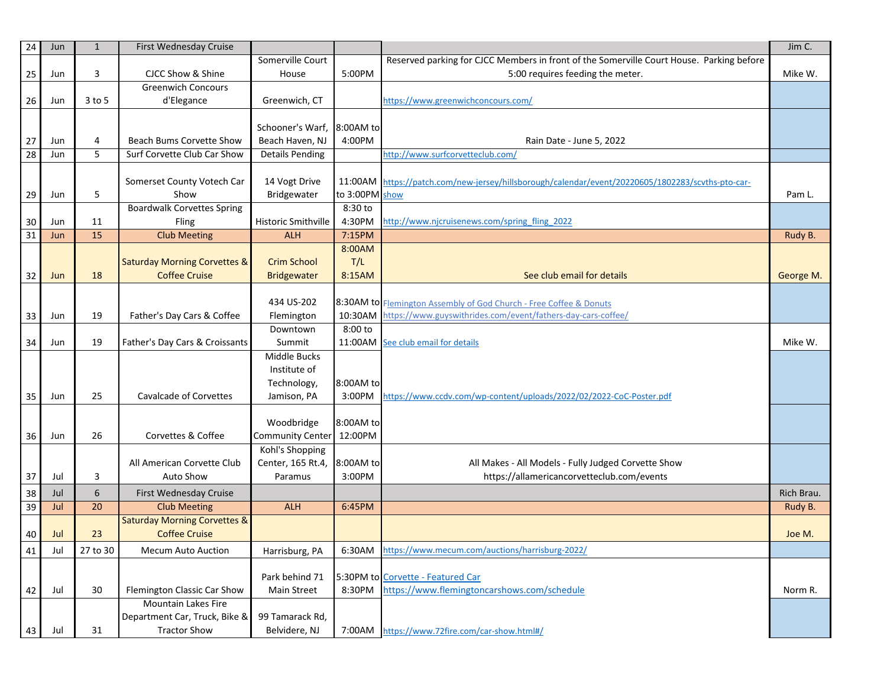| | | | | | | | |
|---|---|---|---|---|---|---|---|
| 24 | Jun | 1 | First Wednesday Cruise | | | | Jim C. |
| 25 | Jun | 3 | CJCC Show & Shine | Somerville Court House | 5:00PM | Reserved parking for CJCC Members in front of the Somerville Court House. Parking before 5:00 requires feeding the meter. | Mike W. |
| 26 | Jun | 3 to 5 | Greenwich Concours d'Elegance | Greenwich, CT | | https://www.greenwichconcours.com/ | |
| 27 | Jun | 4 | Beach Bums Corvette Show | Schooner's Warf, Beach Haven, NJ | 8:00AM to 4:00PM | Rain Date - June 5, 2022 | |
| 28 | Jun | 5 | Surf Corvette Club Car Show | Details Pending | | http://www.surfcorvetteclub.com/ | |
| 29 | Jun | 5 | Somerset County Votech Car Show | 14 Vogt Drive Bridgewater | 11:00AM to 3:00PM | https://patch.com/new-jersey/hillsborough/calendar/event/20220605/1802283/scvths-pto-car-show | Pam L. |
| 30 | Jun | 11 | Boardwalk Corvettes Spring Fling | Historic Smithville | 8:30 to 4:30PM | http://www.njcruisenews.com/spring_fling_2022 | |
| 31 | Jun | 15 | Club Meeting | ALH | 7:15PM | | Rudy B. |
| 32 | Jun | 18 | Saturday Morning Corvettes & Coffee Cruise | Crim School Bridgewater | 8:00AM T/L 8:15AM | See club email for details | George M. |
| 33 | Jun | 19 | Father's Day Cars & Coffee | 434 US-202 Flemington | 8:30AM to 10:30AM | Flemington Assembly of God Church - Free Coffee & Donuts https://www.guyswithrides.com/event/fathers-day-cars-coffee/ | |
| 34 | Jun | 19 | Father's Day Cars & Croissants | Downtown Summit | 8:00 to 11:00AM | See club email for details | Mike W. |
| 35 | Jun | 25 | Cavalcade of Corvettes | Middle Bucks Institute of Technology, Jamison, PA | 8:00AM to 3:00PM | https://www.ccdv.com/wp-content/uploads/2022/02/2022-CoC-Poster.pdf | |
| 36 | Jun | 26 | Corvettes & Coffee | Woodbridge Community Center | 8:00AM to 12:00PM | | |
| 37 | Jul | 3 | All American Corvette Club Auto Show | Kohl's Shopping Center, 165 Rt.4, Paramus | 8:00AM to 3:00PM | All Makes - All Models - Fully Judged Corvette Show https://allamericancorvetteclub.com/events | |
| 38 | Jul | 6 | First Wednesday Cruise | | | | Rich Brau. |
| 39 | Jul | 20 | Club Meeting | ALH | 6:45PM | | Rudy B. |
| 40 | Jul | 23 | Saturday Morning Corvettes & Coffee Cruise | | | | Joe M. |
| 41 | Jul | 27 to 30 | Mecum Auto Auction | Harrisburg, PA | 6:30AM | https://www.mecum.com/auctions/harrisburg-2022/ | |
| 42 | Jul | 30 | Flemington Classic Car Show | Park behind 71 Main Street | 5:30PM to 8:30PM | Corvette - Featured Car https://www.flemingtoncarshows.com/schedule | Norm R. |
| 43 | Jul | 31 | Mountain Lakes Fire Department Car, Truck, Bike & Tractor Show | 99 Tamarack Rd, Belvidere, NJ | 7:00AM | https://www.72fire.com/car-show.html#/ | |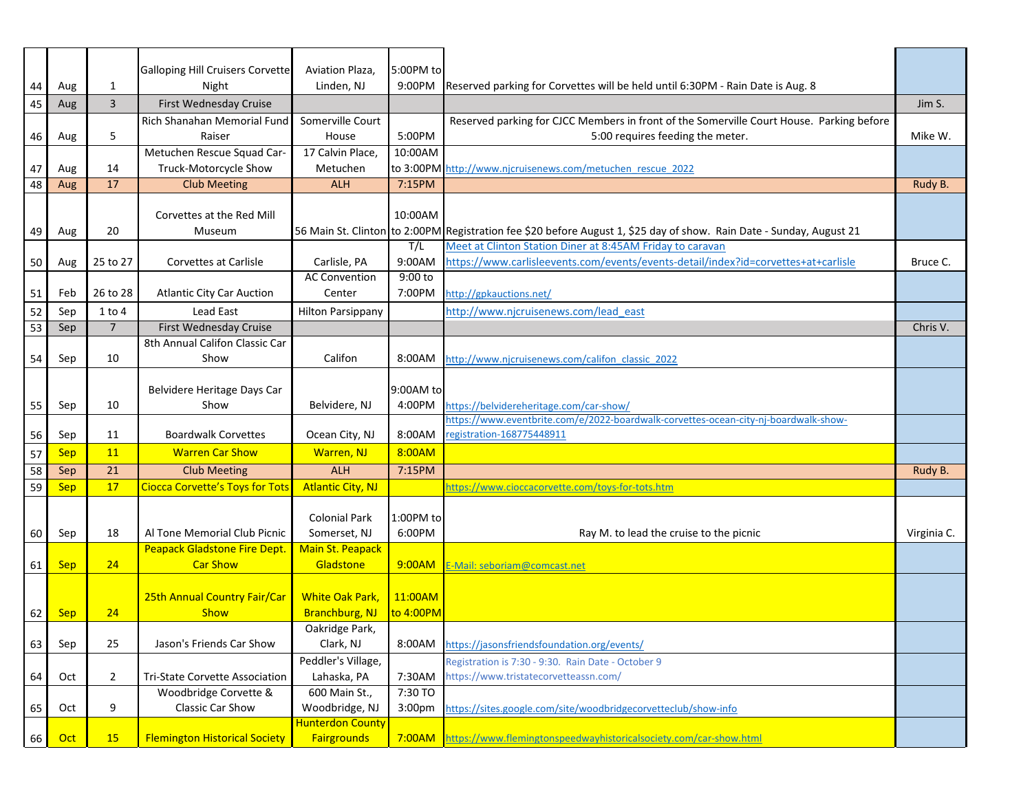| | | | | | | | |
|---|---|---|---|---|---|---|---|
| 44 | Aug | 1 | Galloping Hill Cruisers Corvette Night | Aviation Plaza, Linden, NJ | 5:00PM to 9:00PM | Reserved parking for Corvettes will be held until 6:30PM - Rain Date is Aug. 8 | |
| 45 | Aug | 3 | First Wednesday Cruise | | | | Jim S. |
| 46 | Aug | 5 | Rich Shanahan Memorial Fund Raiser | Somerville Court House | 5:00PM | Reserved parking for CJCC Members in front of the Somerville Court House. Parking before 5:00 requires feeding the meter. | Mike W. |
| 47 | Aug | 14 | Metuchen Rescue Squad Car-Truck-Motorcycle Show | 17 Calvin Place, Metuchen | 10:00AM to 3:00PM | http://www.njcruisenews.com/metuchen_rescue_2022 | |
| 48 | Aug | 17 | Club Meeting | ALH | 7:15PM | | Rudy B. |
| 49 | Aug | 20 | Corvettes at the Red Mill Museum | 56 Main St. Clinton | 10:00AM to 2:00PM | Registration fee $20 before August 1, $25 day of show. Rain Date - Sunday, August 21 | |
| 50 | Aug | 25 to 27 | Corvettes at Carlisle | Carlisle, PA | T/L 9:00AM | Meet at Clinton Station Diner at 8:45AM Friday to caravan https://www.carlisleevents.com/events/events-detail/index?id=corvettes+at+carlisle | Bruce C. |
| 51 | Feb | 26 to 28 | Atlantic City Car Auction | AC Convention Center | 9:00 to 7:00PM | http://gpkauctions.net/ | |
| 52 | Sep | 1 to 4 | Lead East | Hilton Parsippany | | http://www.njcruisenews.com/lead_east | |
| 53 | Sep | 7 | First Wednesday Cruise | | | | Chris V. |
| 54 | Sep | 10 | 8th Annual Califon Classic Car Show | Califon | 8:00AM | http://www.njcruisenews.com/califon_classic_2022 | |
| 55 | Sep | 10 | Belvidere Heritage Days Car Show | Belvidere, NJ | 9:00AM to 4:00PM | https://belvidereheritage.com/car-show/ | |
| 56 | Sep | 11 | Boardwalk Corvettes | Ocean City, NJ | 8:00AM | https://www.eventbrite.com/e/2022-boardwalk-corvettes-ocean-city-nj-boardwalk-show-registration-168775448911 | |
| 57 | Sep | 11 | Warren Car Show | Warren, NJ | 8:00AM | | |
| 58 | Sep | 21 | Club Meeting | ALH | 7:15PM | | Rudy B. |
| 59 | Sep | 17 | Ciocca Corvette's Toys for Tots | Atlantic City, NJ | | https://www.cioccacorvette.com/toys-for-tots.htm | |
| 60 | Sep | 18 | Al Tone Memorial Club Picnic | Colonial Park Somerset, NJ | 1:00PM to 6:00PM | Ray M. to lead the cruise to the picnic | Virginia C. |
| 61 | Sep | 24 | Peapack Gladstone Fire Dept. Car Show | Main St. Peapack Gladstone | 9:00AM | E-Mail: seboriam@comcast.net | |
| 62 | Sep | 24 | 25th Annual Country Fair/Car Show | White Oak Park, Branchburg, NJ | 11:00AM to 4:00PM | | |
| 63 | Sep | 25 | Jason's Friends Car Show | Oakridge Park, Clark, NJ | 8:00AM | https://jasonsfriendsfoundation.org/events/ | |
| 64 | Oct | 2 | Tri-State Corvette Association | Peddler's Village, Lahaska, PA | 7:30AM | Registration is 7:30 - 9:30. Rain Date - October 9 https://www.tristatecorvetteassn.com/ | |
| 65 | Oct | 9 | Woodbridge Corvette & Classic Car Show | 600 Main St., Woodbridge, NJ | 7:30 TO 3:00pm | https://sites.google.com/site/woodbridgecorvetteclub/show-info | |
| 66 | Oct | 15 | Flemington Historical Society | Hunterdon County Fairgrounds | 7:00AM | https://www.flemingtonspeedwayhistoricalsociety.com/car-show.html | |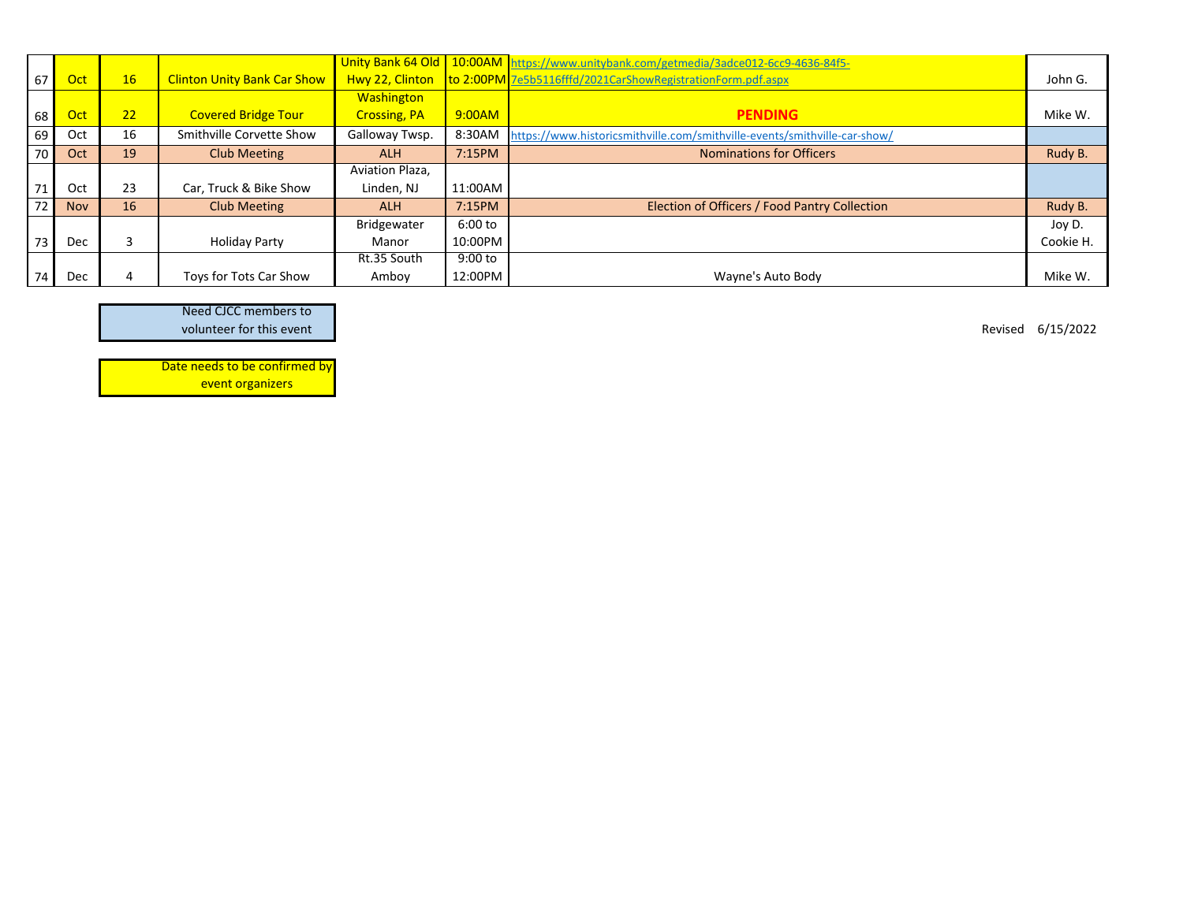| | | | | | | | |
|---|---|---|---|---|---|---|---|
| 67 | Oct | 16 | Clinton Unity Bank Car Show | Unity Bank 64 Old Hwy 22, Clinton | 10:00AM to 2:00PM | https://www.unitybank.com/getmedia/3adce012-6cc9-4636-84f5-7e5b5116fffd/2021CarShowRegistrationForm.pdf.aspx | John G. |
| 68 | Oct | 22 | Covered Bridge Tour | Washington Crossing, PA | 9:00AM | **PENDING** | Mike W. |
| 69 | Oct | 16 | Smithville Corvette Show | Galloway Twsp. | 8:30AM | https://www.historicsmithville.com/smithville-events/smithville-car-show/ | |
| 70 | Oct | 19 | Club Meeting | ALH | 7:15PM | Nominations for Officers | Rudy B. |
| 71 | Oct | 23 | Car, Truck & Bike Show | Aviation Plaza, Linden, NJ | 11:00AM | | |
| 72 | Nov | 16 | Club Meeting | ALH | 7:15PM | Election of Officers / Food Pantry Collection | Rudy B. |
| 73 | Dec | 3 | Holiday Party | Bridgewater Manor | 6:00 to 10:00PM | | Joy D. Cookie H. |
| 74 | Dec | 4 | Toys for Tots Car Show | Rt.35 South Amboy | 9:00 to 12:00PM | Wayne's Auto Body | Mike W. |

Need CJCC members to volunteer for this event

Date needs to be confirmed by event organizers

Revised 6/15/2022